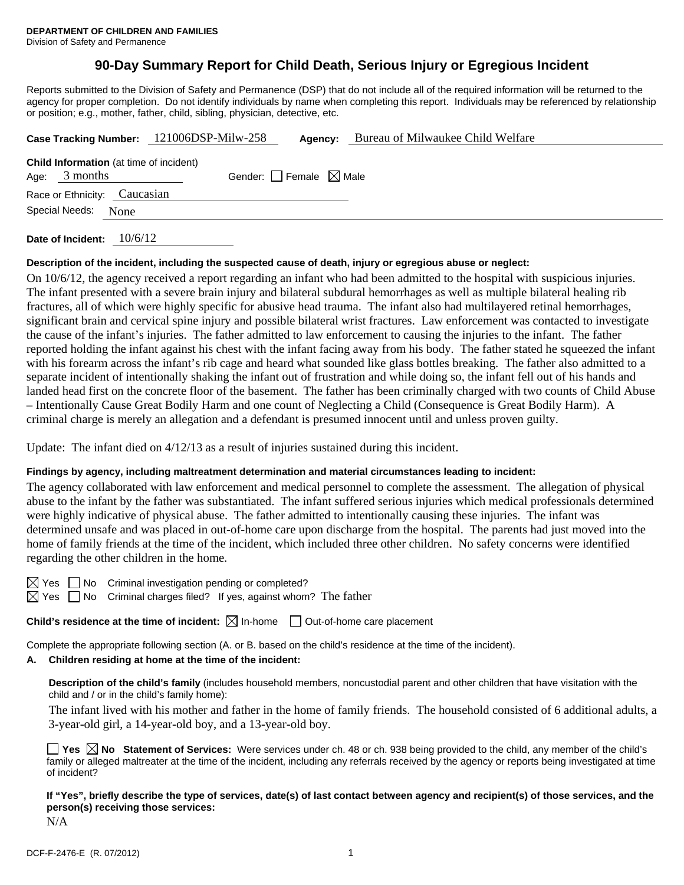**DEPARTMENT OF CHILDREN AND FAMILIES**
Division of Safety and Permanence

# 90-Day Summary Report for Child Death, Serious Injury or Egregious Incident

Reports submitted to the Division of Safety and Permanence (DSP) that do not include all of the required information will be returned to the agency for proper completion. Do not identify individuals by name when completing this report. Individuals may be referenced by relationship or position; e.g., mother, father, child, sibling, physician, detective, etc.

**Case Tracking Number:** 121006DSP-Milw-258 **Agency:** Bureau of Milwaukee Child Welfare

**Child Information** (at time of incident)
Age: 3 months Gender: ☐ Female ☒ Male
Race or Ethnicity: Caucasian
Special Needs: None

**Date of Incident:** 10/6/12

**Description of the incident, including the suspected cause of death, injury or egregious abuse or neglect:**

On 10/6/12, the agency received a report regarding an infant who had been admitted to the hospital with suspicious injuries. The infant presented with a severe brain injury and bilateral subdural hemorrhages as well as multiple bilateral healing rib fractures, all of which were highly specific for abusive head trauma. The infant also had multilayered retinal hemorrhages, significant brain and cervical spine injury and possible bilateral wrist fractures. Law enforcement was contacted to investigate the cause of the infant's injuries. The father admitted to law enforcement to causing the injuries to the infant. The father reported holding the infant against his chest with the infant facing away from his body. The father stated he squeezed the infant with his forearm across the infant's rib cage and heard what sounded like glass bottles breaking. The father also admitted to a separate incident of intentionally shaking the infant out of frustration and while doing so, the infant fell out of his hands and landed head first on the concrete floor of the basement. The father has been criminally charged with two counts of Child Abuse – Intentionally Cause Great Bodily Harm and one count of Neglecting a Child (Consequence is Great Bodily Harm). A criminal charge is merely an allegation and a defendant is presumed innocent until and unless proven guilty.

Update: The infant died on 4/12/13 as a result of injuries sustained during this incident.

**Findings by agency, including maltreatment determination and material circumstances leading to incident:**

The agency collaborated with law enforcement and medical personnel to complete the assessment. The allegation of physical abuse to the infant by the father was substantiated. The infant suffered serious injuries which medical professionals determined were highly indicative of physical abuse. The father admitted to intentionally causing these injuries. The infant was determined unsafe and was placed in out-of-home care upon discharge from the hospital. The parents had just moved into the home of family friends at the time of the incident, which included three other children. No safety concerns were identified regarding the other children in the home.

☒ Yes ☐ No Criminal investigation pending or completed?
☒ Yes ☐ No Criminal charges filed? If yes, against whom? The father

**Child's residence at the time of incident:** ☒ In-home ☐ Out-of-home care placement

Complete the appropriate following section (A. or B. based on the child's residence at the time of the incident).

**A. Children residing at home at the time of the incident:**

**Description of the child's family** (includes household members, noncustodial parent and other children that have visitation with the child and / or in the child's family home):

The infant lived with his mother and father in the home of family friends. The household consisted of 6 additional adults, a 3-year-old girl, a 14-year-old boy, and a 13-year-old boy.

☐ **Yes** ☒ **No** **Statement of Services:** Were services under ch. 48 or ch. 938 being provided to the child, any member of the child's family or alleged maltreater at the time of the incident, including any referrals received by the agency or reports being investigated at time of incident?

**If "Yes", briefly describe the type of services, date(s) of last contact between agency and recipient(s) of those services, and the person(s) receiving those services:**

N/A

DCF-F-2476-E (R. 07/2012)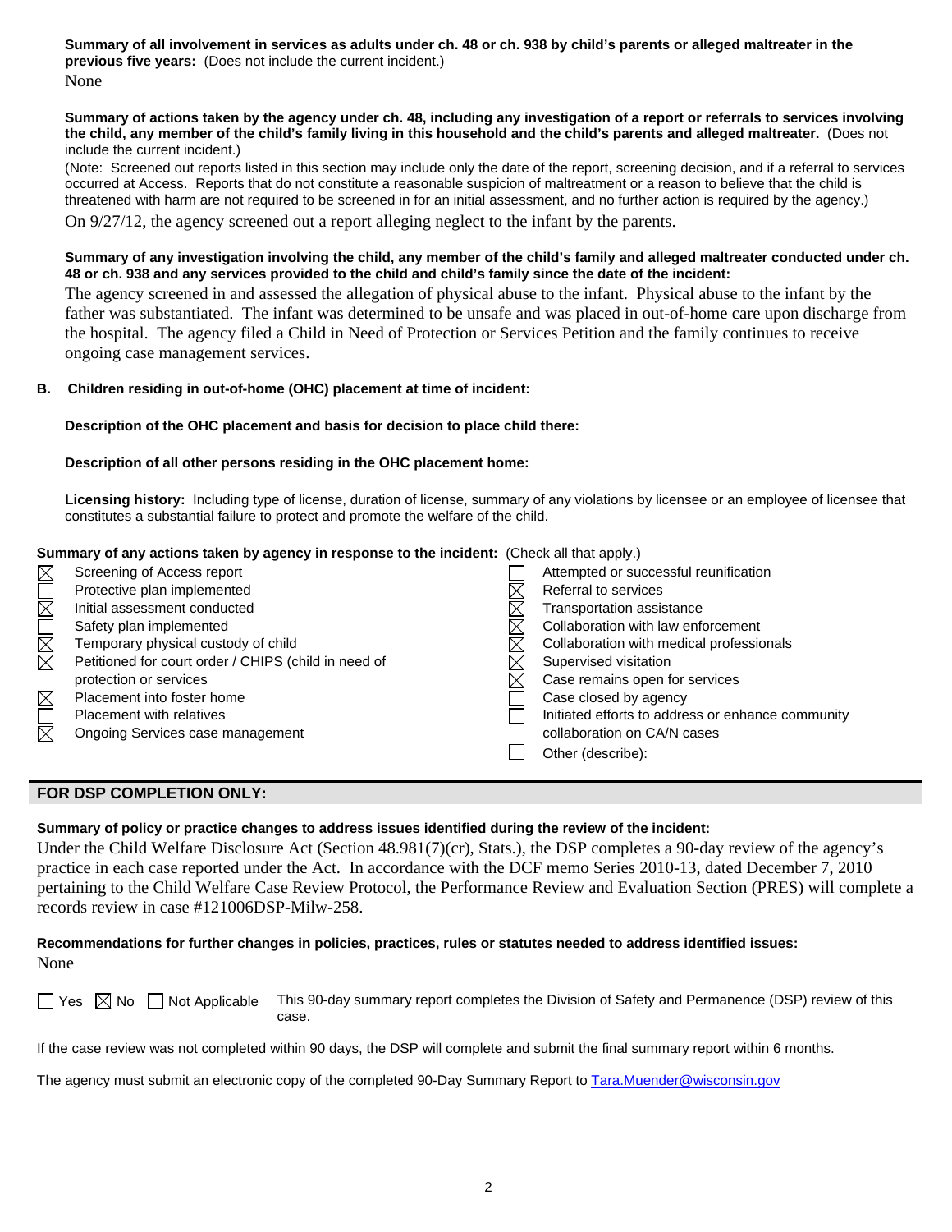**Summary of all involvement in services as adults under ch. 48 or ch. 938 by child's parents or alleged maltreater in the previous five years:** (Does not include the current incident.)

None

**Summary of actions taken by the agency under ch. 48, including any investigation of a report or referrals to services involving the child, any member of the child's family living in this household and the child's parents and alleged maltreater.** (Does not include the current incident.)

(Note: Screened out reports listed in this section may include only the date of the report, screening decision, and if a referral to services occurred at Access. Reports that do not constitute a reasonable suspicion of maltreatment or a reason to believe that the child is threatened with harm are not required to be screened in for an initial assessment, and no further action is required by the agency.)

On 9/27/12, the agency screened out a report alleging neglect to the infant by the parents.

**Summary of any investigation involving the child, any member of the child's family and alleged maltreater conducted under ch. 48 or ch. 938 and any services provided to the child and child's family since the date of the incident:**

The agency screened in and assessed the allegation of physical abuse to the infant. Physical abuse to the infant by the father was substantiated. The infant was determined to be unsafe and was placed in out-of-home care upon discharge from the hospital. The agency filed a Child in Need of Protection or Services Petition and the family continues to receive ongoing case management services.

**B. Children residing in out-of-home (OHC) placement at time of incident:**

**Description of the OHC placement and basis for decision to place child there:**

**Description of all other persons residing in the OHC placement home:**

**Licensing history:** Including type of license, duration of license, summary of any violations by licensee or an employee of licensee that constitutes a substantial failure to protect and promote the welfare of the child.

**Summary of any actions taken by agency in response to the incident:** (Check all that apply.)

- ☒ Screening of Access report
- ☐ Protective plan implemented
- ☒ Initial assessment conducted
- ☐ Safety plan implemented
- ☒ Temporary physical custody of child
- ☒ Petitioned for court order / CHIPS (child in need of protection or services
- ☒ Placement into foster home
- ☐ Placement with relatives
- ☒ Ongoing Services case management
- ☐ Attempted or successful reunification
- ☒ Referral to services
- ☒ Transportation assistance
- ☒ Collaboration with law enforcement
- ☒ Collaboration with medical professionals
- ☒ Supervised visitation
- ☒ Case remains open for services
- ☐ Case closed by agency
- ☐ Initiated efforts to address or enhance community collaboration on CA/N cases
- ☐ Other (describe):

## FOR DSP COMPLETION ONLY:

**Summary of policy or practice changes to address issues identified during the review of the incident:**

Under the Child Welfare Disclosure Act (Section 48.981(7)(cr), Stats.), the DSP completes a 90-day review of the agency's practice in each case reported under the Act. In accordance with the DCF memo Series 2010-13, dated December 7, 2010 pertaining to the Child Welfare Case Review Protocol, the Performance Review and Evaluation Section (PRES) will complete a records review in case #121006DSP-Milw-258.

**Recommendations for further changes in policies, practices, rules or statutes needed to address identified issues:**

None

☐ Yes ☒ No ☐ Not Applicable This 90-day summary report completes the Division of Safety and Permanence (DSP) review of this case.

If the case review was not completed within 90 days, the DSP will complete and submit the final summary report within 6 months.

The agency must submit an electronic copy of the completed 90-Day Summary Report to Tara.Muender@wisconsin.gov